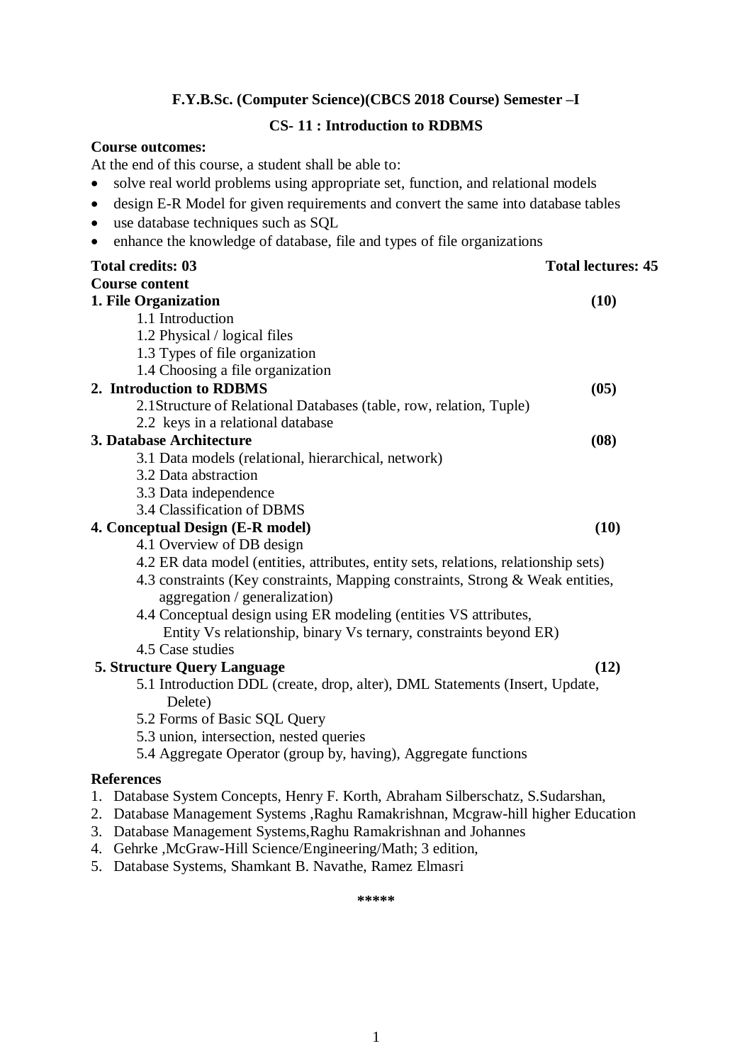**F.Y.B.Sc. (Computer Science)(CBCS 2018 Course) Semester –I**

**CS- 11 : Introduction to RDBMS**

**Course outcomes:**

At the end of this course, a student shall be able to:

- solve real world problems using appropriate set, function, and relational models
- design E-R Model for given requirements and convert the same into database tables
- use database techniques such as SQL
- enhance the knowledge of database, file and types of file organizations

**Total credits: 03** **Total lectures: 45**

**Course content**

**1. File Organization (10)**

1.1 Introduction

1.2 Physical / logical files

1.3 Types of file organization

1.4 Choosing a file organization

**2. Introduction to RDBMS (05)**

2.1Structure of Relational Databases (table, row, relation, Tuple)

2.2 keys in a relational database

**3. Database Architecture (08)**

3.1 Data models (relational, hierarchical, network)

3.2 Data abstraction

3.3 Data independence

3.4 Classification of DBMS

**4. Conceptual Design (E-R model) (10)**

4.1 Overview of DB design

4.2 ER data model (entities, attributes, entity sets, relations, relationship sets)

4.3 constraints (Key constraints, Mapping constraints, Strong & Weak entities, aggregation / generalization)

4.4 Conceptual design using ER modeling (entities VS attributes, Entity Vs relationship, binary Vs ternary, constraints beyond ER)

4.5 Case studies

**5. Structure Query Language (12)**

5.1 Introduction DDL (create, drop, alter), DML Statements (Insert, Update, Delete)

5.2 Forms of Basic SQL Query

5.3 union, intersection, nested queries

5.4 Aggregate Operator (group by, having), Aggregate functions

**References**

1. Database System Concepts, Henry F. Korth, Abraham Silberschatz, S.Sudarshan,
2. Database Management Systems ,Raghu Ramakrishnan, Mcgraw-hill higher Education
3. Database Management Systems,Raghu Ramakrishnan and Johannes
4. Gehrke ,McGraw-Hill Science/Engineering/Math; 3 edition,
5. Database Systems, Shamkant B. Navathe, Ramez Elmasri

*****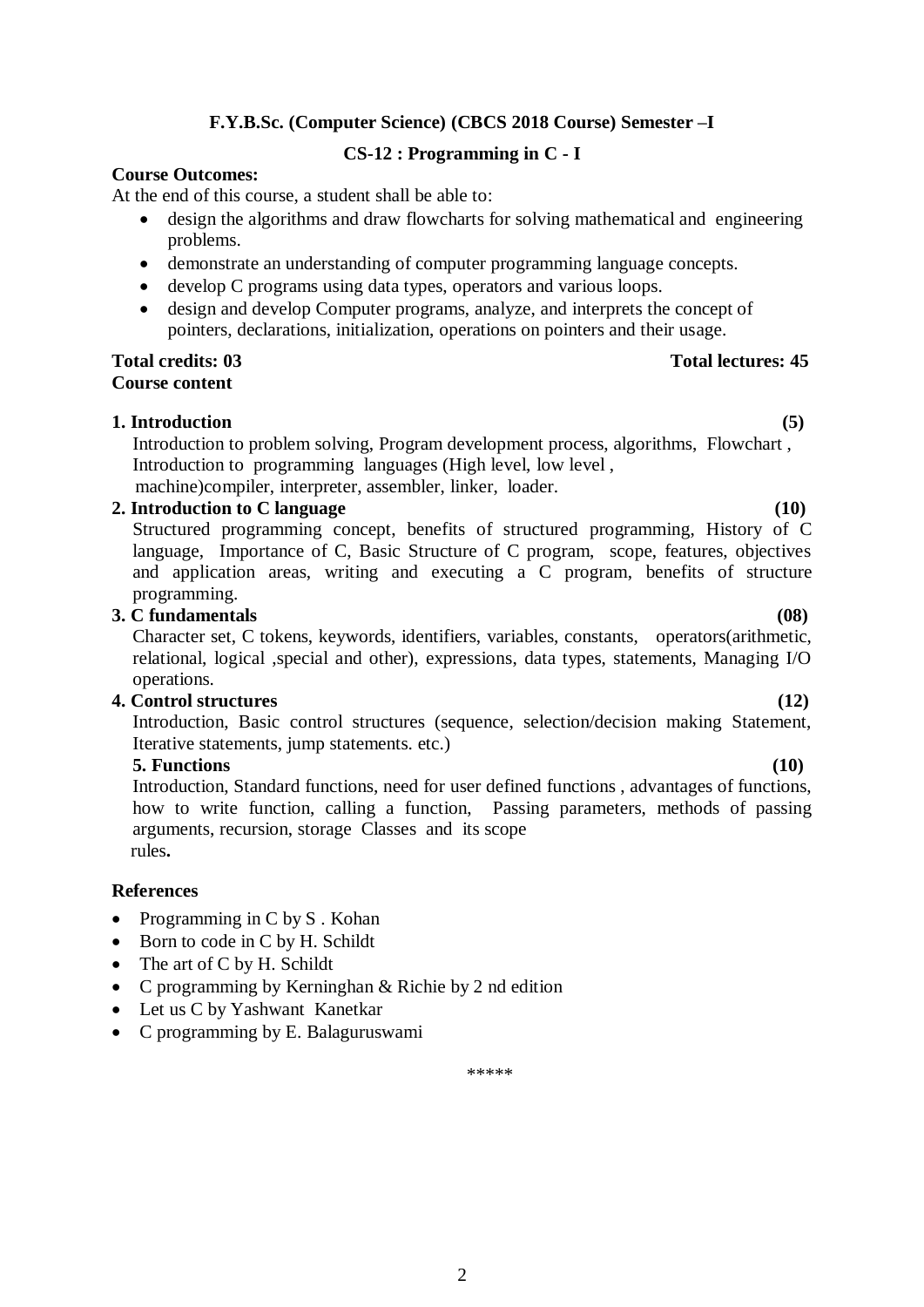**F.Y.B.Sc. (Computer Science) (CBCS 2018 Course) Semester –I**

**CS-12 : Programming in C - I**

**Course Outcomes:**

At the end of this course, a student shall be able to:

- design the algorithms and draw flowcharts for solving mathematical and engineering problems.
- demonstrate an understanding of computer programming language concepts.
- develop C programs using data types, operators and various loops.
- design and develop Computer programs, analyze, and interprets the concept of pointers, declarations, initialization, operations on pointers and their usage.

**Total credits: 03** **Total lectures: 45**

**Course content**

**1. Introduction (5)**

Introduction to problem solving, Program development process, algorithms, Flowchart , Introduction to programming languages (High level, low level , machine)compiler, interpreter, assembler, linker, loader.

**2. Introduction to C language (10)**

Structured programming concept, benefits of structured programming, History of C language, Importance of C, Basic Structure of C program, scope, features, objectives and application areas, writing and executing a C program, benefits of structure programming.

**3. C fundamentals (08)**

Character set, C tokens, keywords, identifiers, variables, constants, operators(arithmetic, relational, logical ,special and other), expressions, data types, statements, Managing I/O operations.

**4. Control structures (12)**

Introduction, Basic control structures (sequence, selection/decision making Statement, Iterative statements, jump statements. etc.)

**5. Functions (10)**

Introduction, Standard functions, need for user defined functions , advantages of functions, how to write function, calling a function, Passing parameters, methods of passing arguments, recursion, storage Classes and its scope rules**.**

**References**

- Programming in C by S . Kohan
- Born to code in C by H. Schildt
- The art of C by H. Schildt
- C programming by Kerninghan & Richie by 2 nd edition
- Let us C by Yashwant Kanetkar
- C programming by E. Balaguruswami

*****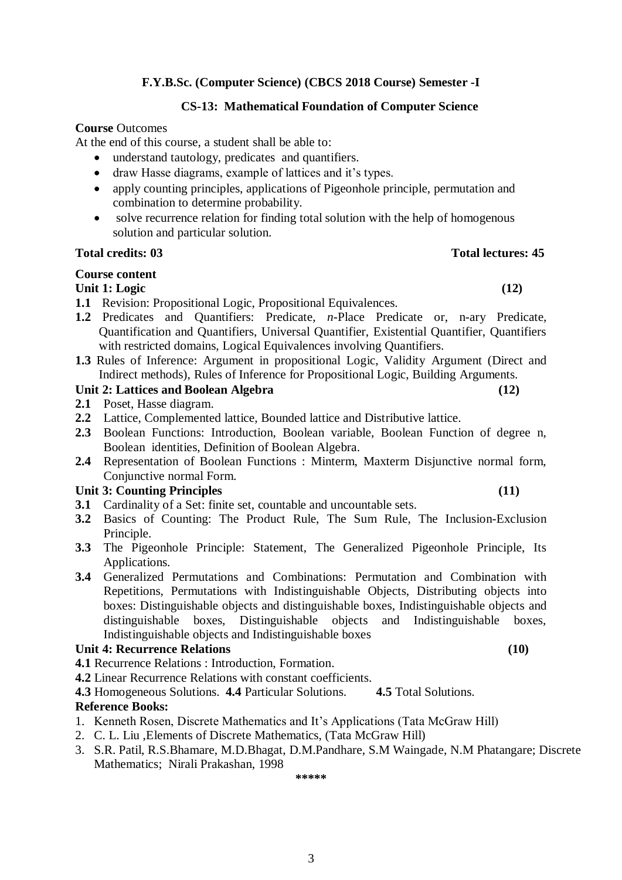**F.Y.B.Sc. (Computer Science) (CBCS 2018 Course) Semester -I**

**CS-13: Mathematical Foundation of Computer Science**

**Course** Outcomes

At the end of this course, a student shall be able to:

- understand tautology, predicates and quantifiers.
- draw Hasse diagrams, example of lattices and it's types.
- apply counting principles, applications of Pigeonhole principle, permutation and combination to determine probability.
- solve recurrence relation for finding total solution with the help of homogenous solution and particular solution.

**Total credits: 03** **Total lectures: 45**

**Course content**

**Unit 1: Logic** **(12)**

**1.1** Revision: Propositional Logic, Propositional Equivalences.

**1.2** Predicates and Quantifiers: Predicate, *n*-Place Predicate or, n-ary Predicate, Quantification and Quantifiers, Universal Quantifier, Existential Quantifier, Quantifiers with restricted domains, Logical Equivalences involving Quantifiers.

**1.3** Rules of Inference: Argument in propositional Logic, Validity Argument (Direct and Indirect methods), Rules of Inference for Propositional Logic, Building Arguments.

**Unit 2: Lattices and Boolean Algebra** **(12)**

**2.1** Poset, Hasse diagram.

**2.2** Lattice, Complemented lattice, Bounded lattice and Distributive lattice.

**2.3** Boolean Functions: Introduction, Boolean variable, Boolean Function of degree n, Boolean identities, Definition of Boolean Algebra.

**2.4** Representation of Boolean Functions : Minterm, Maxterm Disjunctive normal form, Conjunctive normal Form.

**Unit 3: Counting Principles** **(11)**

**3.1** Cardinality of a Set: finite set, countable and uncountable sets.

**3.2** Basics of Counting: The Product Rule, The Sum Rule, The Inclusion-Exclusion Principle.

**3.3** The Pigeonhole Principle: Statement, The Generalized Pigeonhole Principle, Its Applications.

**3.4** Generalized Permutations and Combinations: Permutation and Combination with Repetitions, Permutations with Indistinguishable Objects, Distributing objects into boxes: Distinguishable objects and distinguishable boxes, Indistinguishable objects and distinguishable boxes, Distinguishable objects and Indistinguishable boxes, Indistinguishable objects and Indistinguishable boxes

**Unit 4: Recurrence Relations** **(10)**

**4.1** Recurrence Relations : Introduction, Formation.

**4.2** Linear Recurrence Relations with constant coefficients.

**4.3** Homogeneous Solutions. **4.4** Particular Solutions. **4.5** Total Solutions.

**Reference Books:**

1. Kenneth Rosen, Discrete Mathematics and It's Applications (Tata McGraw Hill)
2. C. L. Liu ,Elements of Discrete Mathematics, (Tata McGraw Hill)
3. S.R. Patil, R.S.Bhamare, M.D.Bhagat, D.M.Pandhare, S.M Waingade, N.M Phatangare; Discrete Mathematics; Nirali Prakashan, 1998

*****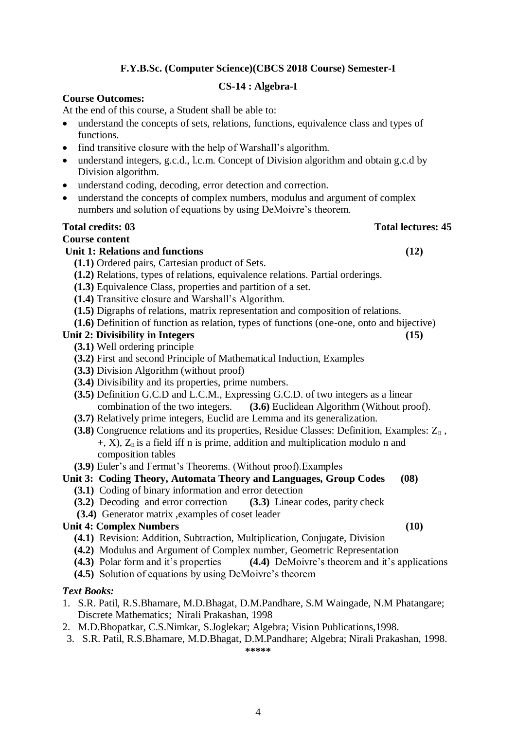## F.Y.B.Sc. (Computer Science)(CBCS 2018 Course) Semester-I

### CS-14 : Algebra-I

**Course Outcomes:**

At the end of this course, a Student shall be able to:

- understand the concepts of sets, relations, functions, equivalence class and types of functions.
- find transitive closure with the help of Warshall's algorithm.
- understand integers, g.c.d., l.c.m. Concept of Division algorithm and obtain g.c.d by Division algorithm.
- understand coding, decoding, error detection and correction.
- understand the concepts of complex numbers, modulus and argument of complex numbers and solution of equations by using DeMoivre's theorem.

**Total credits: 03** **Total lectures: 45**

**Course content**

**Unit 1: Relations and functions (12)**

**(1.1)** Ordered pairs, Cartesian product of Sets.
**(1.2)** Relations, types of relations, equivalence relations. Partial orderings.
**(1.3)** Equivalence Class, properties and partition of a set.
**(1.4)** Transitive closure and Warshall's Algorithm.
**(1.5)** Digraphs of relations, matrix representation and composition of relations.
**(1.6)** Definition of function as relation, types of functions (one-one, onto and bijective)

**Unit 2: Divisibility in Integers (15)**

**(3.1)** Well ordering principle
**(3.2)** First and second Principle of Mathematical Induction, Examples
**(3.3)** Division Algorithm (without proof)
**(3.4)** Divisibility and its properties, prime numbers.
**(3.5)** Definition G.C.D and L.C.M., Expressing G.C.D. of two integers as a linear combination of the two integers. **(3.6)** Euclidean Algorithm (Without proof).
**(3.7)** Relatively prime integers, Euclid are Lemma and its generalization.
**(3.8)** Congruence relations and its properties, Residue Classes: Definition, Examples: $Z_n$ , +, X), $Z_n$ is a field iff n is prime, addition and multiplication modulo n and composition tables
**(3.9)** Euler's and Fermat's Theorems. (Without proof).Examples

**Unit 3: Coding Theory, Automata Theory and Languages, Group Codes (08)**

**(3.1)** Coding of binary information and error detection
**(3.2)** Decoding and error correction **(3.3)** Linear codes, parity check
**(3.4)** Generator matrix ,examples of coset leader

**Unit 4: Complex Numbers (10)**

**(4.1)** Revision: Addition, Subtraction, Multiplication, Conjugate, Division
**(4.2)** Modulus and Argument of Complex number, Geometric Representation
**(4.3)** Polar form and it's properties **(4.4)** DeMoivre's theorem and it's applications
**(4.5)** Solution of equations by using DeMoivre's theorem

***Text Books:***

1. S.R. Patil, R.S.Bhamare, M.D.Bhagat, D.M.Pandhare, S.M Waingade, N.M Phatangare; Discrete Mathematics; Nirali Prakashan, 1998
2. M.D.Bhopatkar, C.S.Nimkar, S.Joglekar; Algebra; Vision Publications,1998.
3. S.R. Patil, R.S.Bhamare, M.D.Bhagat, D.M.Pandhare; Algebra; Nirali Prakashan, 1998.

*****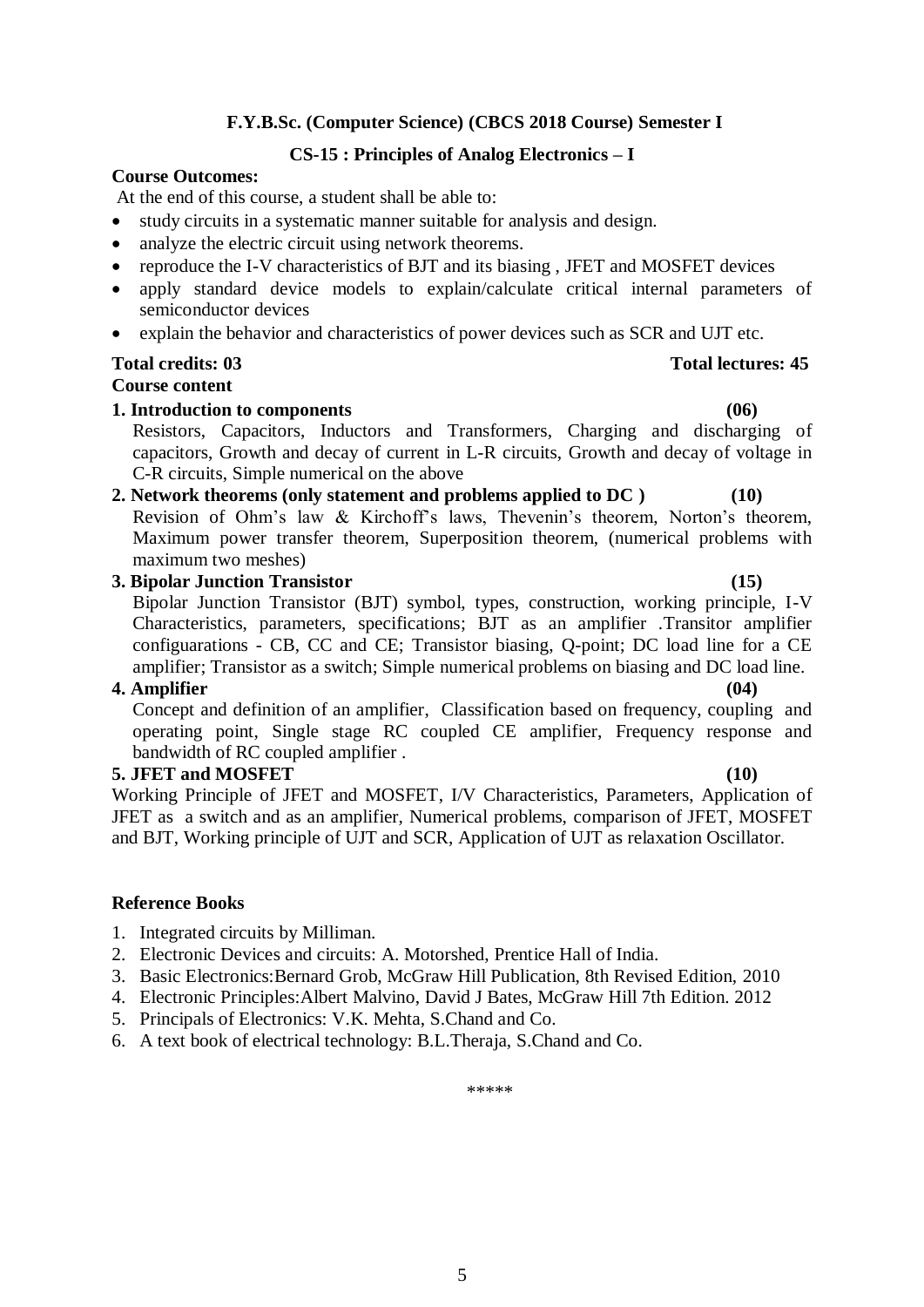**F.Y.B.Sc. (Computer Science) (CBCS 2018 Course) Semester I**

**CS-15 : Principles of Analog Electronics – I**

**Course Outcomes:**

At the end of this course, a student shall be able to:

- study circuits in a systematic manner suitable for analysis and design.
- analyze the electric circuit using network theorems.
- reproduce the I-V characteristics of BJT and its biasing , JFET and MOSFET devices
- apply standard device models to explain/calculate critical internal parameters of semiconductor devices
- explain the behavior and characteristics of power devices such as SCR and UJT etc.

**Total credits: 03** **Total lectures: 45**

**Course content**

**1. Introduction to components (06)**

Resistors, Capacitors, Inductors and Transformers, Charging and discharging of capacitors, Growth and decay of current in L-R circuits, Growth and decay of voltage in C-R circuits, Simple numerical on the above

**2. Network theorems (only statement and problems applied to DC ) (10)**

Revision of Ohm's law & Kirchoff's laws, Thevenin's theorem, Norton's theorem, Maximum power transfer theorem, Superposition theorem, (numerical problems with maximum two meshes)

**3. Bipolar Junction Transistor (15)**

Bipolar Junction Transistor (BJT) symbol, types, construction, working principle, I-V Characteristics, parameters, specifications; BJT as an amplifier .Transitor amplifier configuarations - CB, CC and CE; Transistor biasing, Q-point; DC load line for a CE amplifier; Transistor as a switch; Simple numerical problems on biasing and DC load line.

**4. Amplifier (04)**

Concept and definition of an amplifier, Classification based on frequency, coupling and operating point, Single stage RC coupled CE amplifier, Frequency response and bandwidth of RC coupled amplifier .

**5. JFET and MOSFET (10)**

Working Principle of JFET and MOSFET, I/V Characteristics, Parameters, Application of JFET as a switch and as an amplifier, Numerical problems, comparison of JFET, MOSFET and BJT, Working principle of UJT and SCR, Application of UJT as relaxation Oscillator.

**Reference Books**

1. Integrated circuits by Milliman.
2. Electronic Devices and circuits: A. Motorshed, Prentice Hall of India.
3. Basic Electronics:Bernard Grob, McGraw Hill Publication, 8th Revised Edition, 2010
4. Electronic Principles:Albert Malvino, David J Bates, McGraw Hill 7th Edition. 2012
5. Principals of Electronics: V.K. Mehta, S.Chand and Co.
6. A text book of electrical technology: B.L.Theraja, S.Chand and Co.

*****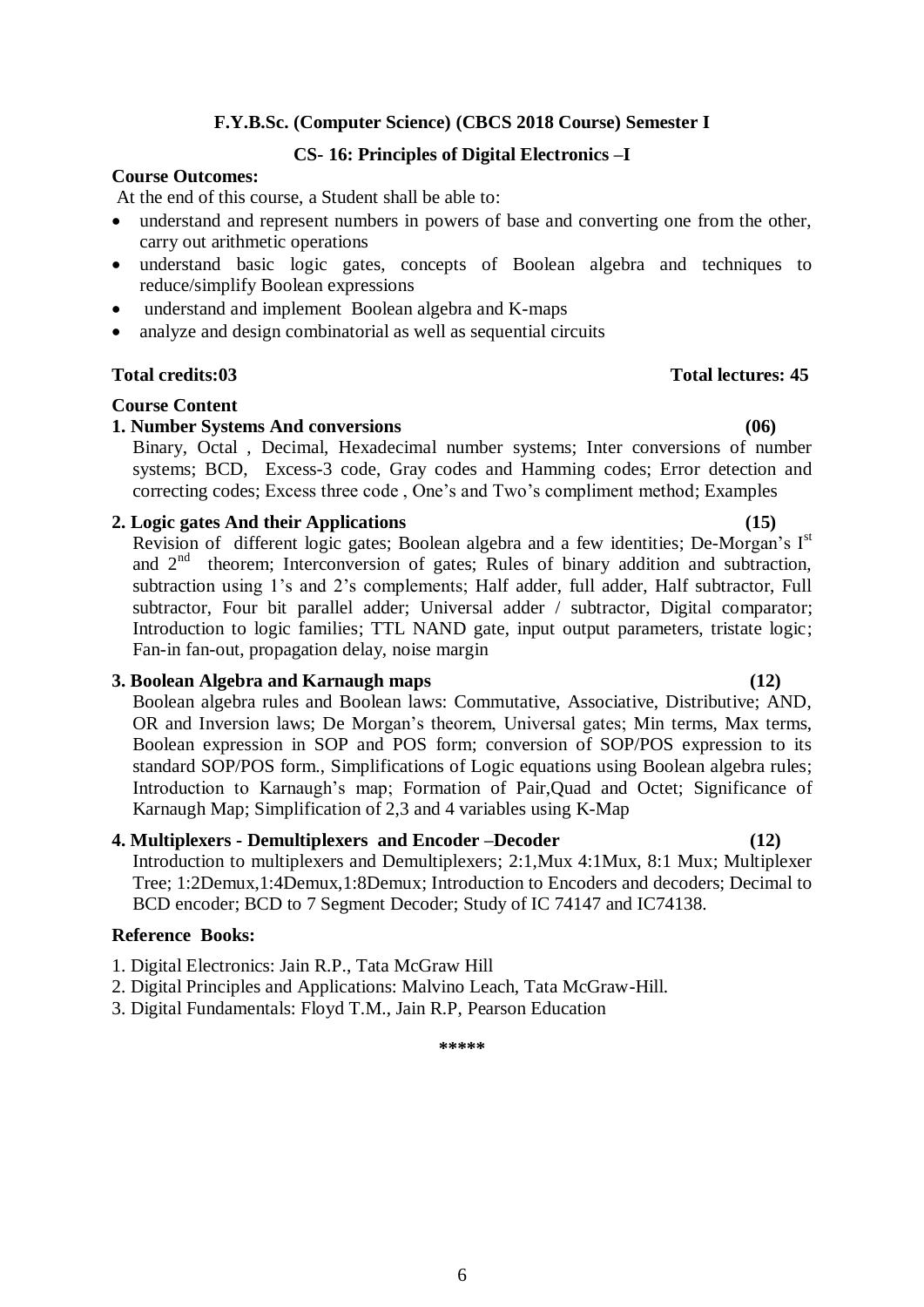**F.Y.B.Sc. (Computer Science) (CBCS 2018 Course) Semester I**

**CS- 16: Principles of Digital Electronics –I**

**Course Outcomes:**

At the end of this course, a Student shall be able to:

- understand and represent numbers in powers of base and converting one from the other, carry out arithmetic operations
- understand basic logic gates, concepts of Boolean algebra and techniques to reduce/simplify Boolean expressions
- understand and implement Boolean algebra and K-maps
- analyze and design combinatorial as well as sequential circuits

**Total credits:03** **Total lectures: 45**

**Course Content**

**1. Number Systems And conversions (06)**

Binary, Octal , Decimal, Hexadecimal number systems; Inter conversions of number systems; BCD, Excess-3 code, Gray codes and Hamming codes; Error detection and correcting codes; Excess three code , One's and Two's compliment method; Examples

**2. Logic gates And their Applications (15)**

Revision of different logic gates; Boolean algebra and a few identities; De-Morgan's I$^{st}$ and 2$^{nd}$ theorem; Interconversion of gates; Rules of binary addition and subtraction, subtraction using 1's and 2's complements; Half adder, full adder, Half subtractor, Full subtractor, Four bit parallel adder; Universal adder / subtractor, Digital comparator; Introduction to logic families; TTL NAND gate, input output parameters, tristate logic; Fan-in fan-out, propagation delay, noise margin

**3. Boolean Algebra and Karnaugh maps (12)**

Boolean algebra rules and Boolean laws: Commutative, Associative, Distributive; AND, OR and Inversion laws; De Morgan's theorem, Universal gates; Min terms, Max terms, Boolean expression in SOP and POS form; conversion of SOP/POS expression to its standard SOP/POS form., Simplifications of Logic equations using Boolean algebra rules; Introduction to Karnaugh's map; Formation of Pair,Quad and Octet; Significance of Karnaugh Map; Simplification of 2,3 and 4 variables using K-Map

**4. Multiplexers - Demultiplexers and Encoder –Decoder (12)**

Introduction to multiplexers and Demultiplexers; 2:1,Mux 4:1Mux, 8:1 Mux; Multiplexer Tree; 1:2Demux,1:4Demux,1:8Demux; Introduction to Encoders and decoders; Decimal to BCD encoder; BCD to 7 Segment Decoder; Study of IC 74147 and IC74138.

**Reference Books:**

1. Digital Electronics: Jain R.P., Tata McGraw Hill
2. Digital Principles and Applications: Malvino Leach, Tata McGraw-Hill.
3. Digital Fundamentals: Floyd T.M., Jain R.P, Pearson Education

*****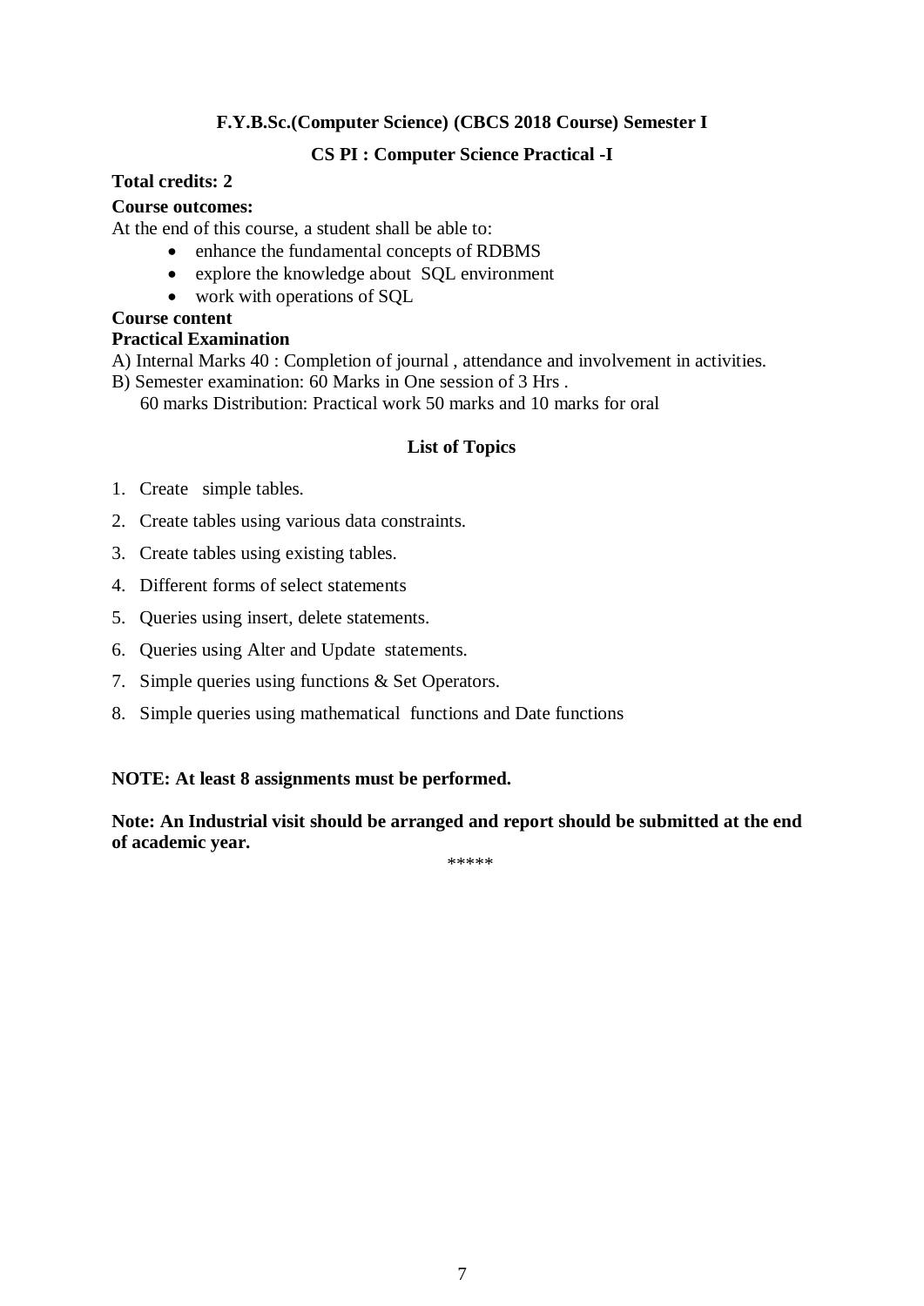## F.Y.B.Sc.(Computer Science) (CBCS 2018 Course) Semester I

### CS PI : Computer Science Practical -I

**Total credits: 2**

**Course outcomes:**

At the end of this course, a student shall be able to:

- enhance the fundamental concepts of RDBMS
- explore the knowledge about SQL environment
- work with operations of SQL

**Course content**

**Practical Examination**

A) Internal Marks 40 : Completion of journal , attendance and involvement in activities.

B) Semester examination: 60 Marks in One session of 3 Hrs .

60 marks Distribution: Practical work 50 marks and 10 marks for oral

### List of Topics

1. Create simple tables.
2. Create tables using various data constraints.
3. Create tables using existing tables.
4. Different forms of select statements
5. Queries using insert, delete statements.
6. Queries using Alter and Update statements.
7. Simple queries using functions & Set Operators.
8. Simple queries using mathematical functions and Date functions

**NOTE: At least 8 assignments must be performed.**

**Note: An Industrial visit should be arranged and report should be submitted at the end of academic year.**

*****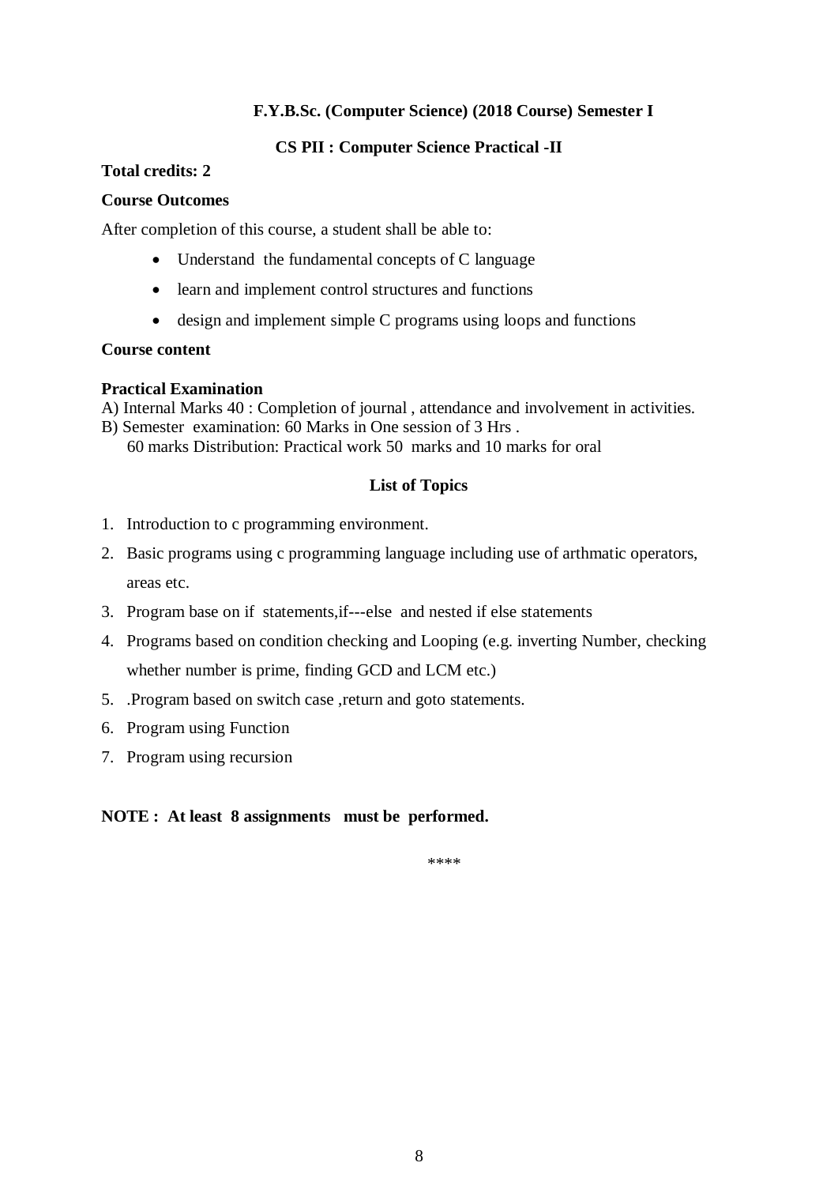**F.Y.B.Sc. (Computer Science) (2018 Course) Semester I**

**CS PII : Computer Science Practical -II**

**Total credits: 2**

**Course Outcomes**

After completion of this course, a student shall be able to:

- Understand the fundamental concepts of C language
- learn and implement control structures and functions
- design and implement simple C programs using loops and functions

**Course content**

**Practical Examination**

A) Internal Marks 40 : Completion of journal , attendance and involvement in activities.
B) Semester examination: 60 Marks in One session of 3 Hrs .
60 marks Distribution: Practical work 50 marks and 10 marks for oral

**List of Topics**

1. Introduction to c programming environment.
2. Basic programs using c programming language including use of arthmatic operators, areas etc.
3. Program base on if statements,if---else and nested if else statements
4. Programs based on condition checking and Looping (e.g. inverting Number, checking whether number is prime, finding GCD and LCM etc.)
5. .Program based on switch case ,return and goto statements.
6. Program using Function
7. Program using recursion

**NOTE : At least 8 assignments must be performed.**

****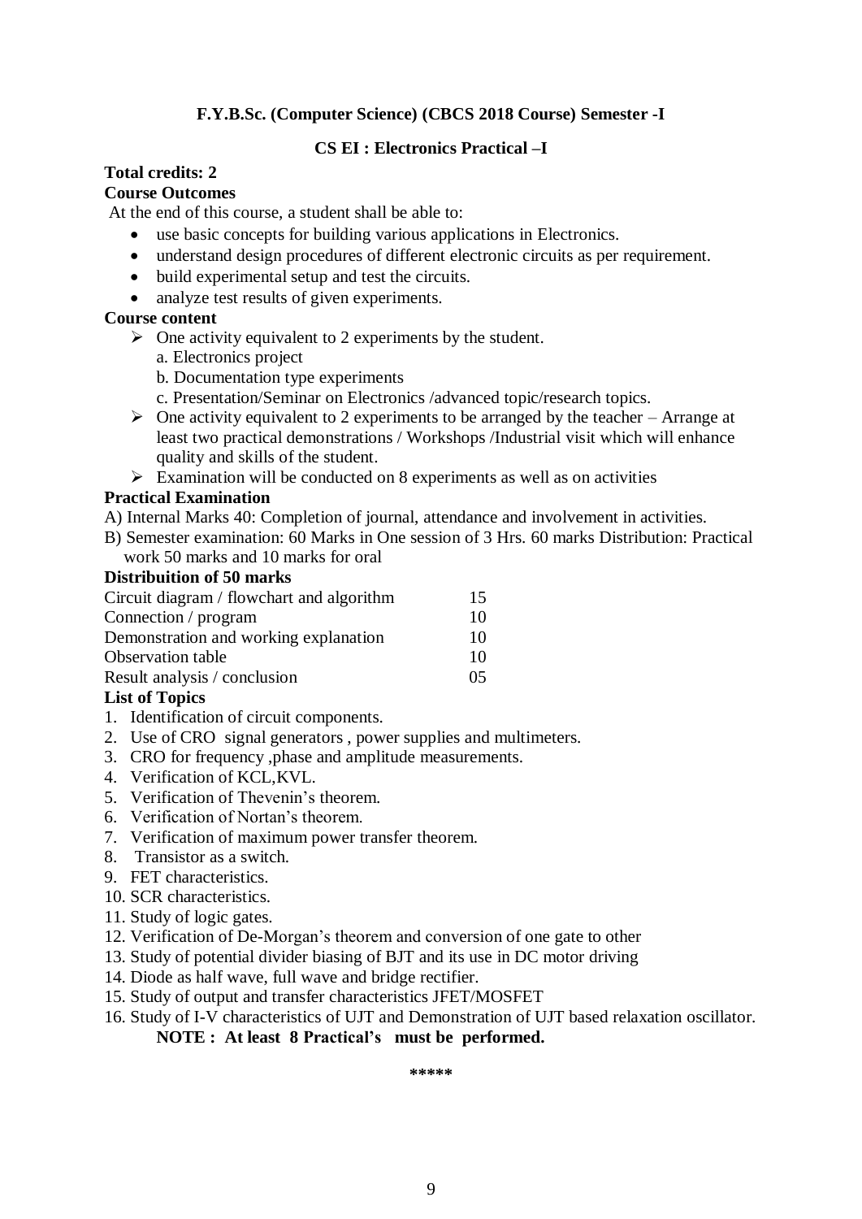**F.Y.B.Sc. (Computer Science) (CBCS 2018 Course) Semester -I**

**CS EI : Electronics Practical –I**

**Total credits: 2**

**Course Outcomes**

At the end of this course, a student shall be able to:

- use basic concepts for building various applications in Electronics.
- understand design procedures of different electronic circuits as per requirement.
- build experimental setup and test the circuits.
- analyze test results of given experiments.

**Course content**

- One activity equivalent to 2 experiments by the student.
  - a. Electronics project
  - b. Documentation type experiments
  - c. Presentation/Seminar on Electronics /advanced topic/research topics.
- One activity equivalent to 2 experiments to be arranged by the teacher – Arrange at least two practical demonstrations / Workshops /Industrial visit which will enhance quality and skills of the student.
- Examination will be conducted on 8 experiments as well as on activities

**Practical Examination**

A) Internal Marks 40: Completion of journal, attendance and involvement in activities.

B) Semester examination: 60 Marks in One session of 3 Hrs. 60 marks Distribution: Practical work 50 marks and 10 marks for oral

**Distribuition of 50 marks**

| | |
|---|---|
| Circuit diagram / flowchart and algorithm | 15 |
| Connection / program | 10 |
| Demonstration and working explanation | 10 |
| Observation table | 10 |
| Result analysis / conclusion | 05 |

**List of Topics**

1. Identification of circuit components.
2. Use of CRO signal generators , power supplies and multimeters.
3. CRO for frequency ,phase and amplitude measurements.
4. Verification of KCL,KVL.
5. Verification of Thevenin's theorem.
6. Verification of Nortan's theorem.
7. Verification of maximum power transfer theorem.
8. Transistor as a switch.
9. FET characteristics.
10. SCR characteristics.
11. Study of logic gates.
12. Verification of De-Morgan's theorem and conversion of one gate to other
13. Study of potential divider biasing of BJT and its use in DC motor driving
14. Diode as half wave, full wave and bridge rectifier.
15. Study of output and transfer characteristics JFET/MOSFET
16. Study of I-V characteristics of UJT and Demonstration of UJT based relaxation oscillator.

**NOTE : At least 8 Practical's must be performed.**

\*\*\*\*\*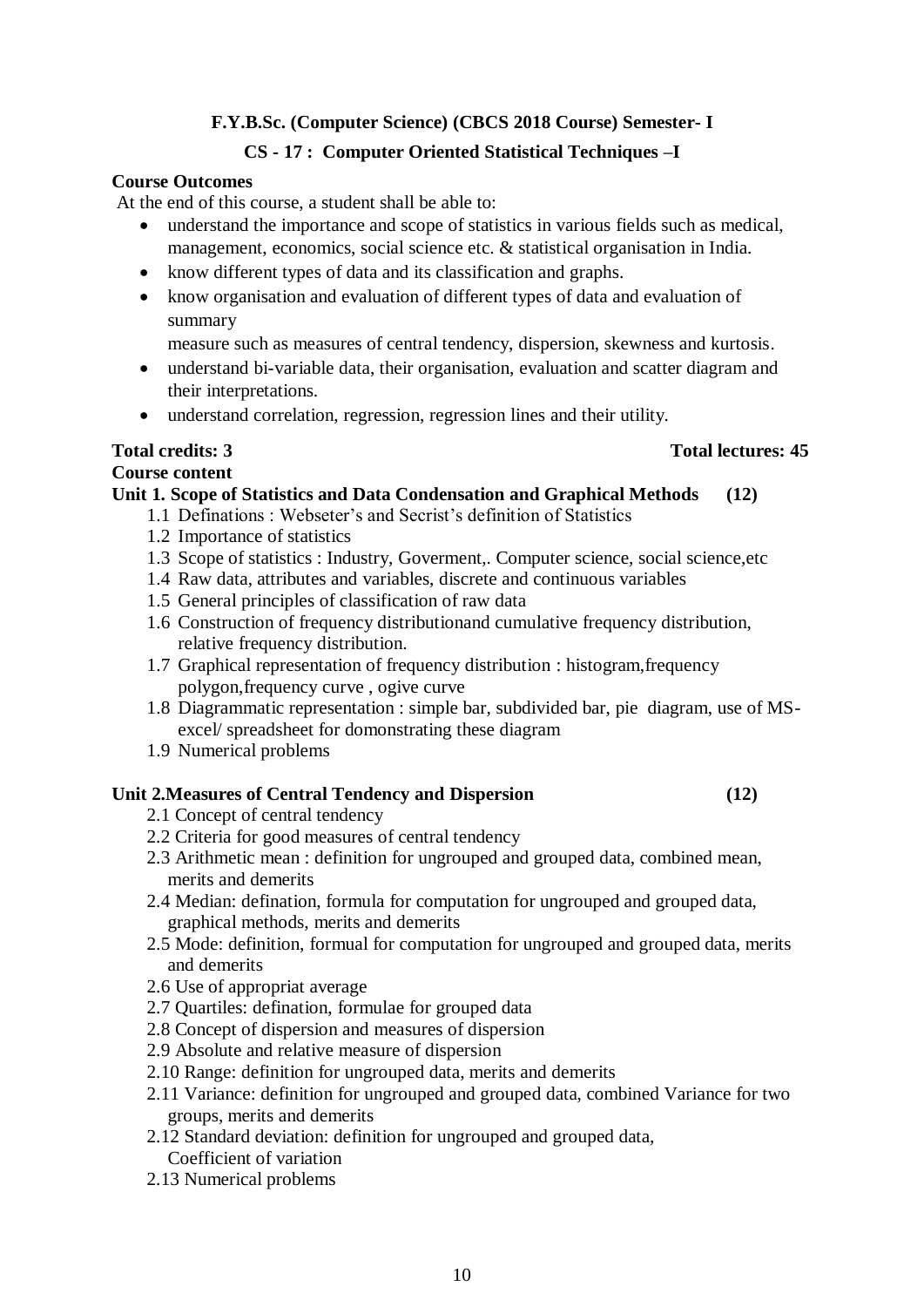**F.Y.B.Sc. (Computer Science) (CBCS 2018 Course) Semester- I**

**CS - 17 : Computer Oriented Statistical Techniques –I**

**Course Outcomes**

At the end of this course, a student shall be able to:

- understand the importance and scope of statistics in various fields such as medical, management, economics, social science etc. & statistical organisation in India.
- know different types of data and its classification and graphs.
- know organisation and evaluation of different types of data and evaluation of summary
  measure such as measures of central tendency, dispersion, skewness and kurtosis.
- understand bi-variable data, their organisation, evaluation and scatter diagram and their interpretations.
- understand correlation, regression, regression lines and their utility.

**Total credits: 3** **Total lectures: 45**

**Course content**

**Unit 1. Scope of Statistics and Data Condensation and Graphical Methods (12)**

1.1 Definations : Webseter's and Secrist's definition of Statistics
1.2 Importance of statistics
1.3 Scope of statistics : Industry, Goverment,. Computer science, social science,etc
1.4 Raw data, attributes and variables, discrete and continuous variables
1.5 General principles of classification of raw data
1.6 Construction of frequency distributionand cumulative frequency distribution, relative frequency distribution.
1.7 Graphical representation of frequency distribution : histogram,frequency polygon,frequency curve , ogive curve
1.8 Diagrammatic representation : simple bar, subdivided bar, pie diagram, use of MS-excel/ spreadsheet for domonstrating these diagram
1.9 Numerical problems

**Unit 2.Measures of Central Tendency and Dispersion (12)**

2.1 Concept of central tendency
2.2 Criteria for good measures of central tendency
2.3 Arithmetic mean : definition for ungrouped and grouped data, combined mean, merits and demerits
2.4 Median: defination, formula for computation for ungrouped and grouped data, graphical methods, merits and demerits
2.5 Mode: definition, formual for computation for ungrouped and grouped data, merits and demerits
2.6 Use of appropriat average
2.7 Quartiles: defination, formulae for grouped data
2.8 Concept of dispersion and measures of dispersion
2.9 Absolute and relative measure of dispersion
2.10 Range: definition for ungrouped data, merits and demerits
2.11 Variance: definition for ungrouped and grouped data, combined Variance for two groups, merits and demerits
2.12 Standard deviation: definition for ungrouped and grouped data, Coefficient of variation
2.13 Numerical problems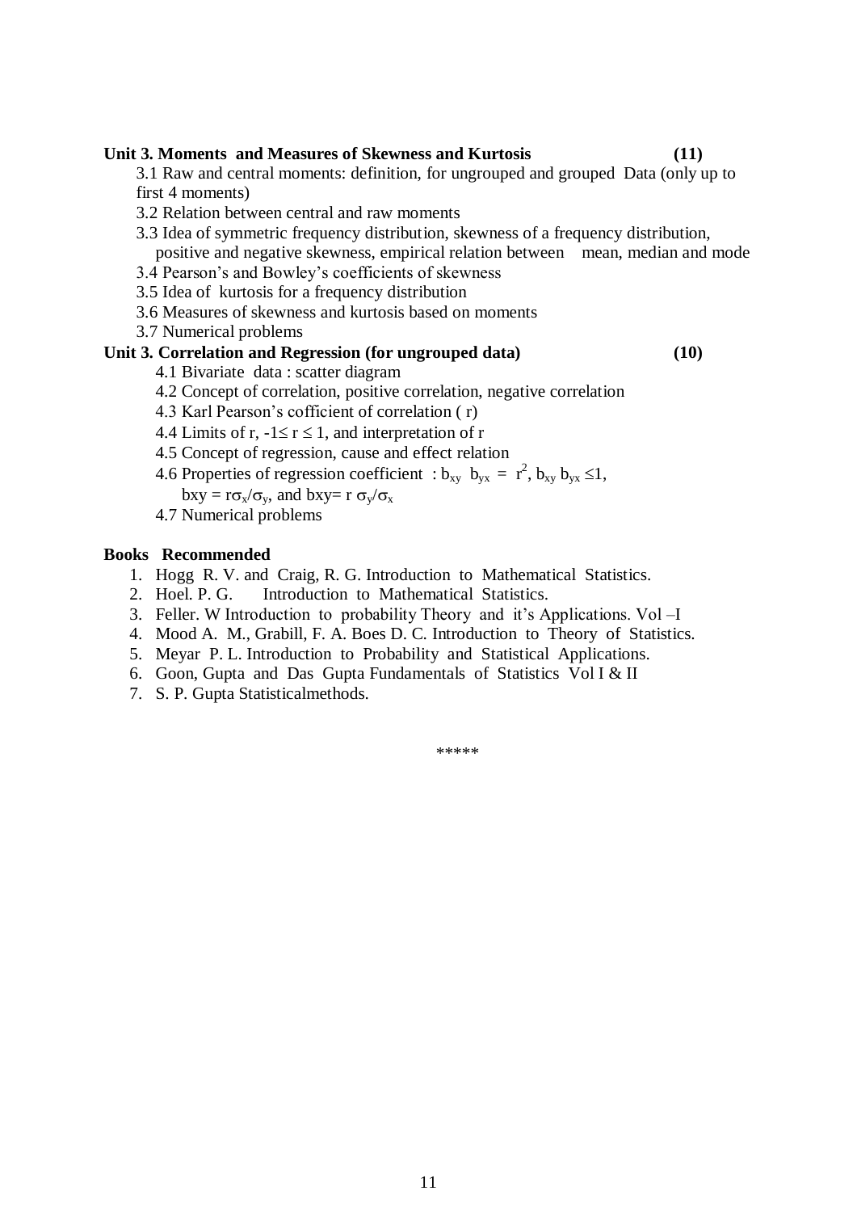**Unit 3. Moments and Measures of Skewness and Kurtosis (11)**

3.1 Raw and central moments: definition, for ungrouped and grouped Data (only up to first 4 moments)

3.2 Relation between central and raw moments

3.3 Idea of symmetric frequency distribution, skewness of a frequency distribution, positive and negative skewness, empirical relation between mean, median and mode

3.4 Pearson's and Bowley's coefficients of skewness

3.5 Idea of kurtosis for a frequency distribution

3.6 Measures of skewness and kurtosis based on moments

3.7 Numerical problems

**Unit 3. Correlation and Regression (for ungrouped data) (10)**

4.1 Bivariate data : scatter diagram

4.2 Concept of correlation, positive correlation, negative correlation

4.3 Karl Pearson's cofficient of correlation ( r)

4.4 Limits of r, $-1 \leq r \leq 1$, and interpretation of r

4.5 Concept of regression, cause and effect relation

4.6 Properties of regression coefficient : $b_{xy}\ b_{yx} = r^2$, $b_{xy}\ b_{yx} \leq 1$, $bxy = r\sigma_x/\sigma_y$, and $bxy = r\ \sigma_y/\sigma_x$

4.7 Numerical problems

**Books Recommended**

1. Hogg R. V. and Craig, R. G. Introduction to Mathematical Statistics.
2. Hoel. P. G. Introduction to Mathematical Statistics.
3. Feller. W Introduction to probability Theory and it's Applications. Vol –I
4. Mood A. M., Grabill, F. A. Boes D. C. Introduction to Theory of Statistics.
5. Meyar P. L. Introduction to Probability and Statistical Applications.
6. Goon, Gupta and Das Gupta Fundamentals of Statistics Vol I & II
7. S. P. Gupta Statisticalmethods.

*****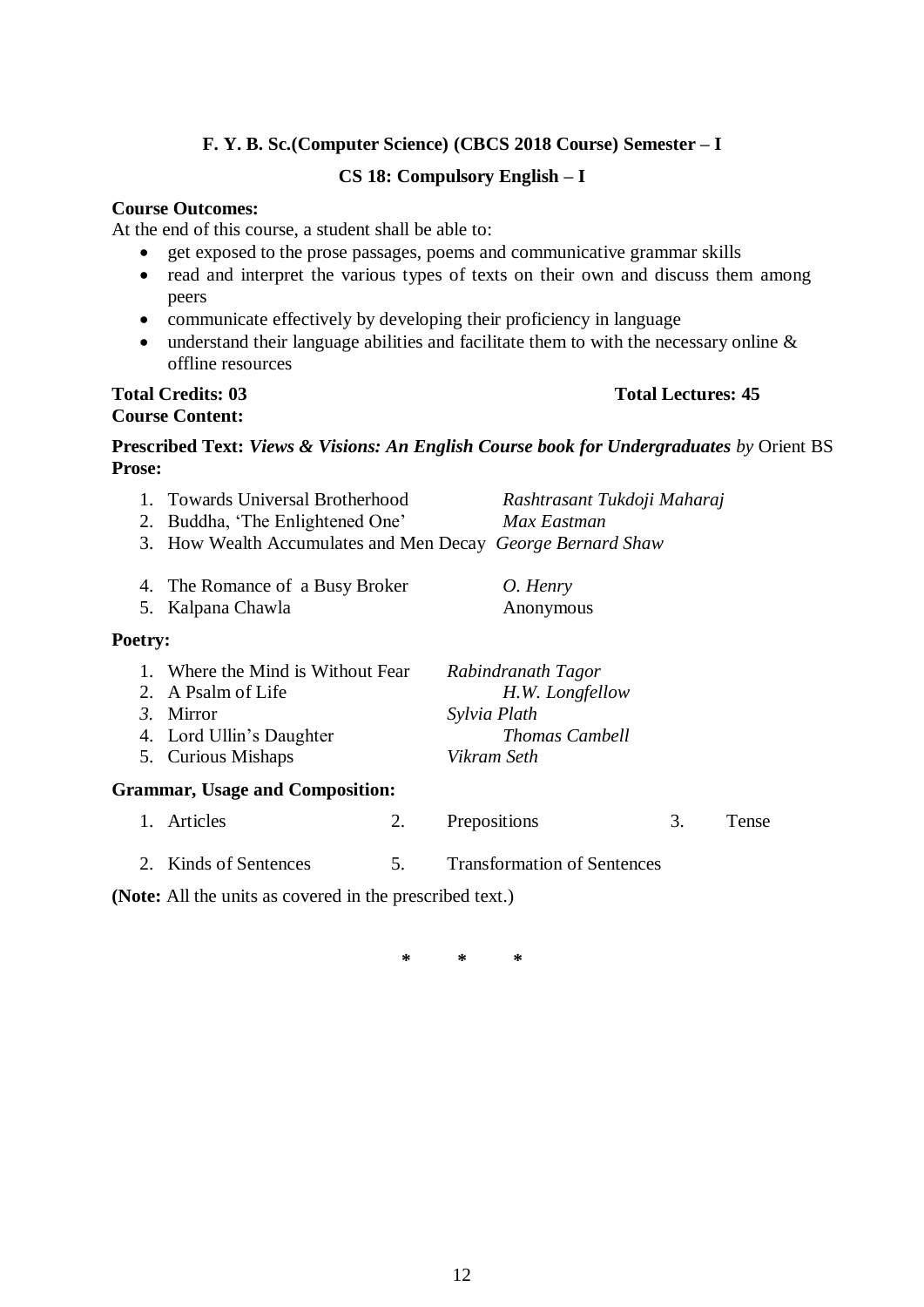**F. Y. B. Sc.(Computer Science) (CBCS 2018 Course) Semester – I**

**CS 18: Compulsory English – I**

**Course Outcomes:**

At the end of this course, a student shall be able to:

- get exposed to the prose passages, poems and communicative grammar skills
- read and interpret the various types of texts on their own and discuss them among peers
- communicate effectively by developing their proficiency in language
- understand their language abilities and facilitate them to with the necessary online & offline resources

**Total Credits: 03** **Total Lectures: 45**

**Course Content:**

**Prescribed Text:** ***Views & Visions: An English Course book for Undergraduates*** *by* Orient BS

**Prose:**

1. Towards Universal Brotherhood — *Rashtrasant Tukdoji Maharaj*
2. Buddha, 'The Enlightened One' — *Max Eastman*
3. How Wealth Accumulates and Men Decay — *George Bernard Shaw*
4. The Romance of a Busy Broker — *O. Henry*
5. Kalpana Chawla — Anonymous

**Poetry:**

1. Where the Mind is Without Fear — *Rabindranath Tagor*
2. A Psalm of Life — *H.W. Longfellow*
3. Mirror — *Sylvia Plath*
4. Lord Ullin's Daughter — *Thomas Cambell*
5. Curious Mishaps — *Vikram Seth*

**Grammar, Usage and Composition:**

1. Articles 2. Prepositions 3. Tense
2. Kinds of Sentences 5. Transformation of Sentences

**(Note:** All the units as covered in the prescribed text.)

\* \* \*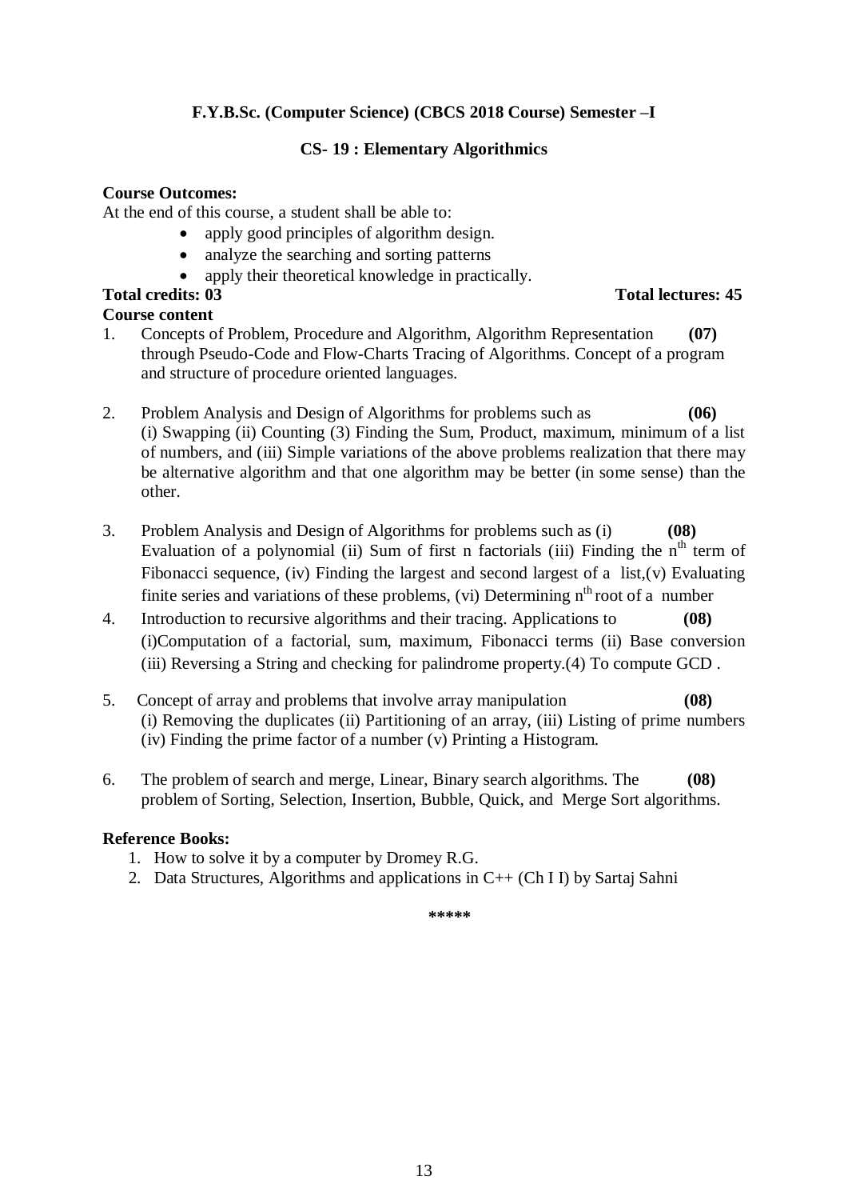**F.Y.B.Sc. (Computer Science) (CBCS 2018 Course) Semester –I**

**CS- 19 : Elementary Algorithmics**

**Course Outcomes:**

At the end of this course, a student shall be able to:

- apply good principles of algorithm design.
- analyze the searching and sorting patterns
- apply their theoretical knowledge in practically.

**Total credits: 03** **Total lectures: 45**

**Course content**

1. Concepts of Problem, Procedure and Algorithm, Algorithm Representation through Pseudo-Code and Flow-Charts Tracing of Algorithms. Concept of a program and structure of procedure oriented languages. **(07)**

2. Problem Analysis and Design of Algorithms for problems such as (i) Swapping (ii) Counting (3) Finding the Sum, Product, maximum, minimum of a list of numbers, and (iii) Simple variations of the above problems realization that there may be alternative algorithm and that one algorithm may be better (in some sense) than the other. **(06)**

3. Problem Analysis and Design of Algorithms for problems such as (i) Evaluation of a polynomial (ii) Sum of first n factorials (iii) Finding the $n^{th}$ term of Fibonacci sequence, (iv) Finding the largest and second largest of a list,(v) Evaluating finite series and variations of these problems, (vi) Determining $n^{th}$ root of a number **(08)**

4. Introduction to recursive algorithms and their tracing. Applications to (i)Computation of a factorial, sum, maximum, Fibonacci terms (ii) Base conversion (iii) Reversing a String and checking for palindrome property.(4) To compute GCD . **(08)**

5. Concept of array and problems that involve array manipulation (i) Removing the duplicates (ii) Partitioning of an array, (iii) Listing of prime numbers (iv) Finding the prime factor of a number (v) Printing a Histogram. **(08)**

6. The problem of search and merge, Linear, Binary search algorithms. The problem of Sorting, Selection, Insertion, Bubble, Quick, and Merge Sort algorithms. **(08)**

**Reference Books:**

1. How to solve it by a computer by Dromey R.G.
2. Data Structures, Algorithms and applications in C++ (Ch I I) by Sartaj Sahni

\*\*\*\*\*